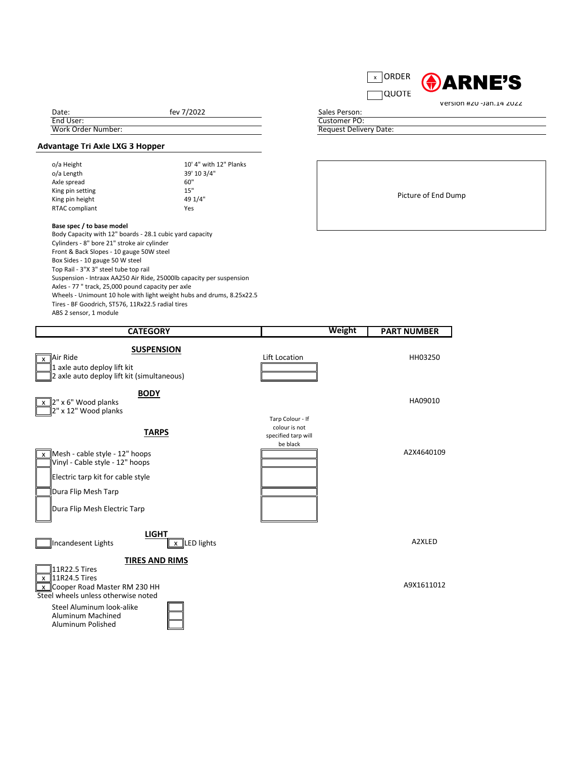[x] ORDER

[ ] QUOTE

**ARNE'S**

Version #20 -Jan.14 2022

| | |
|---|---|
| Date: | fev 7/2022 |
| End User: | |
| Work Order Number: | |

| | |
|---|---|
| Sales Person: | |
| Customer PO: | |
| Request Delivery Date: | |

## Advantage Tri Axle LXG 3 Hopper

| | |
|---|---|
| o/a Height | 10' 4" with 12" Planks |
| o/a Length | 39' 10 3/4" |
| Axle spread | 60" |
| King pin setting | 15" |
| King pin height | 49 1/4" |
| RTAC compliant | Yes |

Picture of End Dump

**Base spec / to base model**

Body Capacity with 12" boards - 28.1 cubic yard capacity
Cylinders - 8" bore 21" stroke air cylinder
Front & Back Slopes - 10 gauge 50W steel
Box Sides - 10 gauge 50 W steel
Top Rail - 3"X 3" steel tube top rail
Suspension - Intraax AA250 Air Ride, 25000lb capacity per suspension
Axles - 77 " track, 25,000 pound capacity per axle
Wheels - Unimount 10 hole with light weight hubs and drums, 8.25x22.5
Tires - BF Goodrich, ST576, 11Rx22.5 radial tires
ABS 2 sensor, 1 module

| CATEGORY | | Weight | PART NUMBER |
|---|---|---|---|
| **SUSPENSION** | | | |
| [x] Air Ride | Lift Location | | HH03250 |
| [ ] 1 axle auto deploy lift kit | | | |
| [ ] 2 axle auto deploy lift kit (simultaneous) | | | |
| **BODY** | | | |
| [x] 2" x 6" Wood planks | | | HA09010 |
| [ ] 2" x 12" Wood planks | | | |
| **TARPS** | Tarp Colour - If colour is not specified tarp will be black | | |
| [x] Mesh - cable style - 12" hoops | | | A2X4640109 |
| [ ] Vinyl - Cable style - 12" hoops | | | |
| [ ] Electric tarp kit for cable style | | | |
| [ ] Dura Flip Mesh Tarp | | | |
| [ ] Dura Flip Mesh Electric Tarp | | | |
| **LIGHT** | | | |
| [ ] Incandesent Lights [x] LED lights | | | A2XLED |
| **TIRES AND RIMS** | | | |
| [ ] 11R22.5 Tires | | | |
| [x] 11R24.5 Tires | | | |
| [x] Cooper Road Master RM 230 HH | | | A9X1611012 |
| Steel wheels unless otherwise noted | | | |
| Steel Aluminum look-alike [ ] | | | |
| Aluminum Machined [ ] | | | |
| Aluminum Polished [ ] | | | |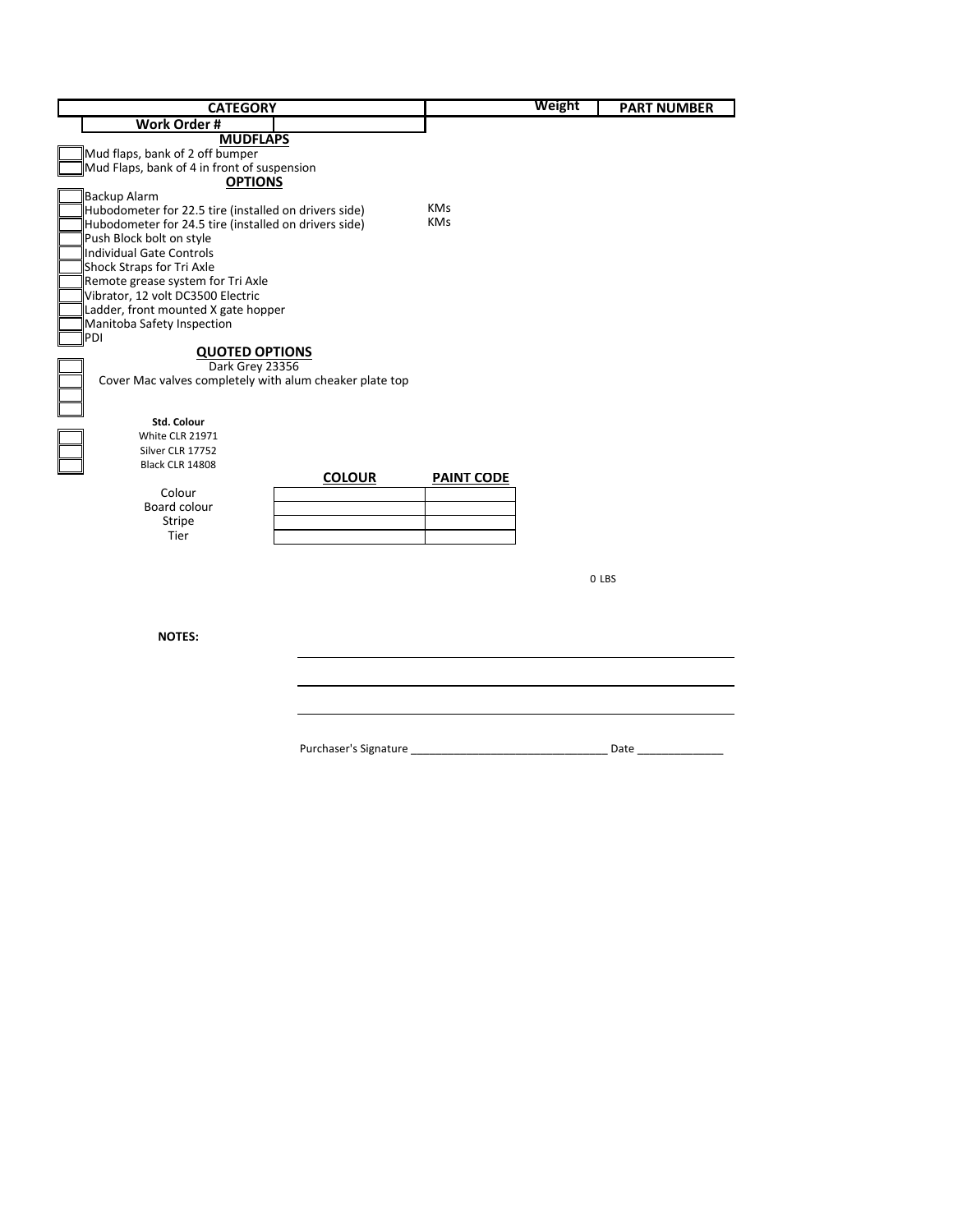| CATEGORY | | Weight | PART NUMBER |
| --- | --- | --- | --- |
| Work Order # | | | |
| **MUDFLAPS** | | | |
| ☐ Mud flaps, bank of 2 off bumper | | | |
| ☐ Mud Flaps, bank of 4 in front of suspension | | | |
| **OPTIONS** | | | |
| ☐ Backup Alarm | | | |
| ☐ Hubodometer for 22.5 tire (installed on drivers side) | KMs | | |
| ☐ Hubodometer for 24.5 tire (installed on drivers side) | KMs | | |
| ☐ Push Block bolt on style | | | |
| ☐ Individual Gate Controls | | | |
| ☐ Shock Straps for Tri Axle | | | |
| ☐ Remote grease system for Tri Axle | | | |
| ☐ Vibrator, 12 volt DC3500 Electric | | | |
| ☐ Ladder, front mounted X gate hopper | | | |
| ☐ Manitoba Safety Inspection | | | |
| ☐ PDI | | | |
| **QUOTED OPTIONS** | | | |
| ☐ Dark Grey 23356 | | | |
| ☐ Cover Mac valves completely with alum cheaker plate top | | | |
| ☐ | | | |
| ☐ | | | |
| **Std. Colour** | | | |
| ☐ White CLR 21971 | | | |
| ☐ Silver CLR 17752 | | | |
| ☐ Black CLR 14808 | | | |

| | COLOUR | PAINT CODE |
| --- | --- | --- |
| Colour | | |
| Board colour | | |
| Stripe | | |
| Tier | | |

0 LBS

**NOTES:**

_______________________________________________

_______________________________________________

_______________________________________________

Purchaser's Signature ________________________________ Date ______________